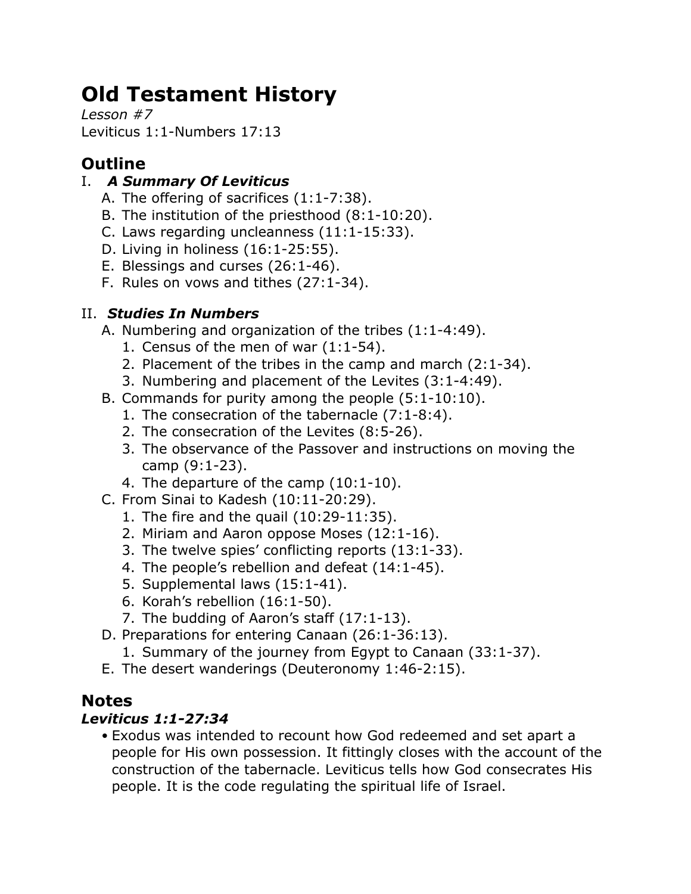# Old Testament History

*Lesson #7*
Leviticus 1:1-Numbers 17:13

## Outline

I. ***A Summary Of Leviticus***
   A. The offering of sacrifices (1:1-7:38).
   B. The institution of the priesthood (8:1-10:20).
   C. Laws regarding uncleanness (11:1-15:33).
   D. Living in holiness (16:1-25:55).
   E. Blessings and curses (26:1-46).
   F. Rules on vows and tithes (27:1-34).

II. ***Studies In Numbers***
   A. Numbering and organization of the tribes (1:1-4:49).
      1. Census of the men of war (1:1-54).
      2. Placement of the tribes in the camp and march (2:1-34).
      3. Numbering and placement of the Levites (3:1-4:49).
   B. Commands for purity among the people (5:1-10:10).
      1. The consecration of the tabernacle (7:1-8:4).
      2. The consecration of the Levites (8:5-26).
      3. The observance of the Passover and instructions on moving the camp (9:1-23).
      4. The departure of the camp (10:1-10).
   C. From Sinai to Kadesh (10:11-20:29).
      1. The fire and the quail (10:29-11:35).
      2. Miriam and Aaron oppose Moses (12:1-16).
      3. The twelve spies' conflicting reports (13:1-33).
      4. The people's rebellion and defeat (14:1-45).
      5. Supplemental laws (15:1-41).
      6. Korah's rebellion (16:1-50).
      7. The budding of Aaron's staff (17:1-13).
   D. Preparations for entering Canaan (26:1-36:13).
      1. Summary of the journey from Egypt to Canaan (33:1-37).
   E. The desert wanderings (Deuteronomy 1:46-2:15).

## Notes

### *Leviticus 1:1-27:34*

- Exodus was intended to recount how God redeemed and set apart a people for His own possession. It fittingly closes with the account of the construction of the tabernacle. Leviticus tells how God consecrates His people. It is the code regulating the spiritual life of Israel.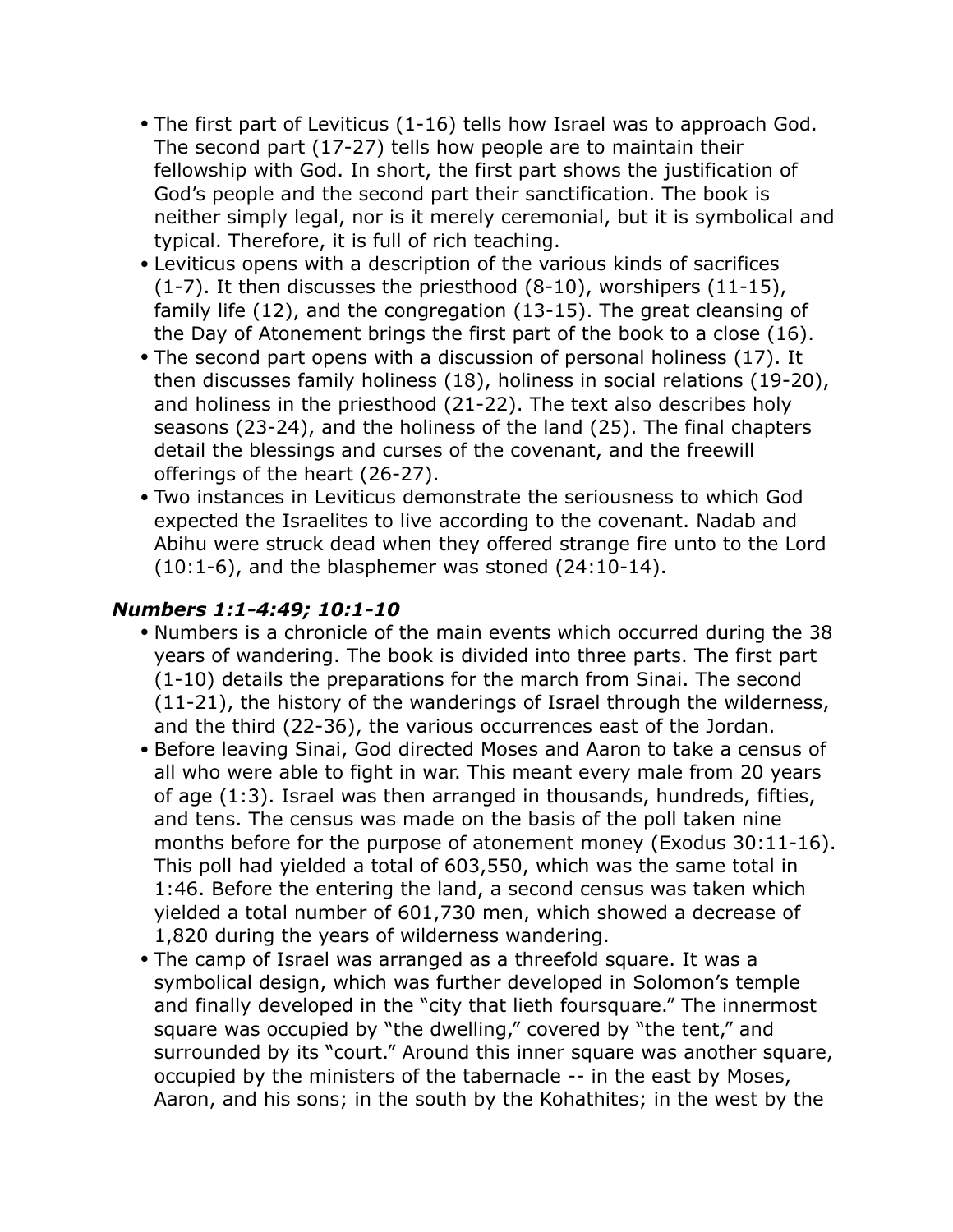- The first part of Leviticus (1-16) tells how Israel was to approach God. The second part (17-27) tells how people are to maintain their fellowship with God. In short, the first part shows the justification of God's people and the second part their sanctification. The book is neither simply legal, nor is it merely ceremonial, but it is symbolical and typical. Therefore, it is full of rich teaching.
- Leviticus opens with a description of the various kinds of sacrifices (1-7). It then discusses the priesthood (8-10), worshipers (11-15), family life (12), and the congregation (13-15). The great cleansing of the Day of Atonement brings the first part of the book to a close (16).
- The second part opens with a discussion of personal holiness (17). It then discusses family holiness (18), holiness in social relations (19-20), and holiness in the priesthood (21-22). The text also describes holy seasons (23-24), and the holiness of the land (25). The final chapters detail the blessings and curses of the covenant, and the freewill offerings of the heart (26-27).
- Two instances in Leviticus demonstrate the seriousness to which God expected the Israelites to live according to the covenant. Nadab and Abihu were struck dead when they offered strange fire unto to the Lord (10:1-6), and the blasphemer was stoned (24:10-14).

### *Numbers 1:1-4:49; 10:1-10*

- Numbers is a chronicle of the main events which occurred during the 38 years of wandering. The book is divided into three parts. The first part (1-10) details the preparations for the march from Sinai. The second (11-21), the history of the wanderings of Israel through the wilderness, and the third (22-36), the various occurrences east of the Jordan.
- Before leaving Sinai, God directed Moses and Aaron to take a census of all who were able to fight in war. This meant every male from 20 years of age (1:3). Israel was then arranged in thousands, hundreds, fifties, and tens. The census was made on the basis of the poll taken nine months before for the purpose of atonement money (Exodus 30:11-16). This poll had yielded a total of 603,550, which was the same total in 1:46. Before the entering the land, a second census was taken which yielded a total number of 601,730 men, which showed a decrease of 1,820 during the years of wilderness wandering.
- The camp of Israel was arranged as a threefold square. It was a symbolical design, which was further developed in Solomon's temple and finally developed in the "city that lieth foursquare." The innermost square was occupied by "the dwelling," covered by "the tent," and surrounded by its "court." Around this inner square was another square, occupied by the ministers of the tabernacle -- in the east by Moses, Aaron, and his sons; in the south by the Kohathites; in the west by the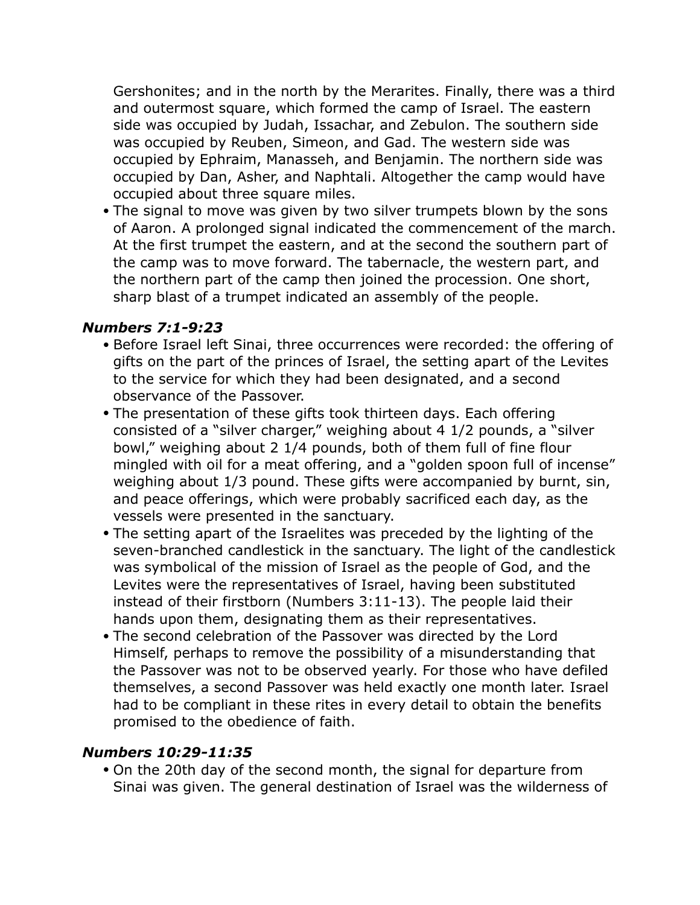Gershonites; and in the north by the Merarites. Finally, there was a third and outermost square, which formed the camp of Israel. The eastern side was occupied by Judah, Issachar, and Zebulon. The southern side was occupied by Reuben, Simeon, and Gad. The western side was occupied by Ephraim, Manasseh, and Benjamin. The northern side was occupied by Dan, Asher, and Naphtali. Altogether the camp would have occupied about three square miles.

- The signal to move was given by two silver trumpets blown by the sons of Aaron. A prolonged signal indicated the commencement of the march. At the first trumpet the eastern, and at the second the southern part of the camp was to move forward. The tabernacle, the western part, and the northern part of the camp then joined the procession. One short, sharp blast of a trumpet indicated an assembly of the people.

### ***Numbers 7:1-9:23***

- Before Israel left Sinai, three occurrences were recorded: the offering of gifts on the part of the princes of Israel, the setting apart of the Levites to the service for which they had been designated, and a second observance of the Passover.
- The presentation of these gifts took thirteen days. Each offering consisted of a "silver charger," weighing about 4 1/2 pounds, a "silver bowl," weighing about 2 1/4 pounds, both of them full of fine flour mingled with oil for a meat offering, and a "golden spoon full of incense" weighing about 1/3 pound. These gifts were accompanied by burnt, sin, and peace offerings, which were probably sacrificed each day, as the vessels were presented in the sanctuary.
- The setting apart of the Israelites was preceded by the lighting of the seven-branched candlestick in the sanctuary. The light of the candlestick was symbolical of the mission of Israel as the people of God, and the Levites were the representatives of Israel, having been substituted instead of their firstborn (Numbers 3:11-13). The people laid their hands upon them, designating them as their representatives.
- The second celebration of the Passover was directed by the Lord Himself, perhaps to remove the possibility of a misunderstanding that the Passover was not to be observed yearly. For those who have defiled themselves, a second Passover was held exactly one month later. Israel had to be compliant in these rites in every detail to obtain the benefits promised to the obedience of faith.

### ***Numbers 10:29-11:35***

- On the 20th day of the second month, the signal for departure from Sinai was given. The general destination of Israel was the wilderness of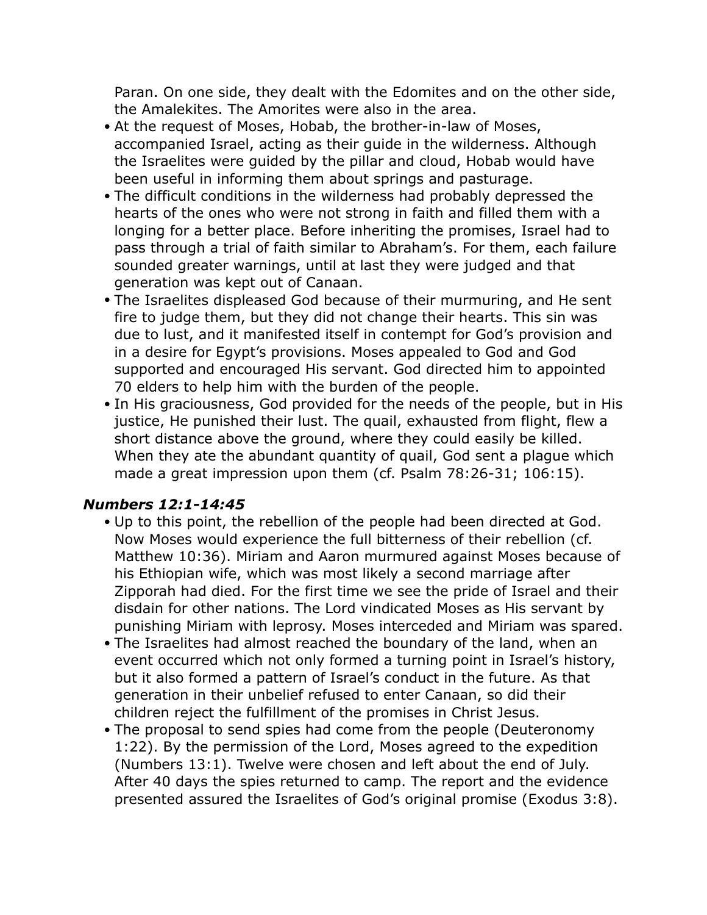Paran. On one side, they dealt with the Edomites and on the other side, the Amalekites. The Amorites were also in the area.

- At the request of Moses, Hobab, the brother-in-law of Moses, accompanied Israel, acting as their guide in the wilderness. Although the Israelites were guided by the pillar and cloud, Hobab would have been useful in informing them about springs and pasturage.
- The difficult conditions in the wilderness had probably depressed the hearts of the ones who were not strong in faith and filled them with a longing for a better place. Before inheriting the promises, Israel had to pass through a trial of faith similar to Abraham's. For them, each failure sounded greater warnings, until at last they were judged and that generation was kept out of Canaan.
- The Israelites displeased God because of their murmuring, and He sent fire to judge them, but they did not change their hearts. This sin was due to lust, and it manifested itself in contempt for God's provision and in a desire for Egypt's provisions. Moses appealed to God and God supported and encouraged His servant. God directed him to appointed 70 elders to help him with the burden of the people.
- In His graciousness, God provided for the needs of the people, but in His justice, He punished their lust. The quail, exhausted from flight, flew a short distance above the ground, where they could easily be killed. When they ate the abundant quantity of quail, God sent a plague which made a great impression upon them (cf. Psalm 78:26-31; 106:15).

### *Numbers 12:1-14:45*

- Up to this point, the rebellion of the people had been directed at God. Now Moses would experience the full bitterness of their rebellion (cf. Matthew 10:36). Miriam and Aaron murmured against Moses because of his Ethiopian wife, which was most likely a second marriage after Zipporah had died. For the first time we see the pride of Israel and their disdain for other nations. The Lord vindicated Moses as His servant by punishing Miriam with leprosy. Moses interceded and Miriam was spared.
- The Israelites had almost reached the boundary of the land, when an event occurred which not only formed a turning point in Israel's history, but it also formed a pattern of Israel's conduct in the future. As that generation in their unbelief refused to enter Canaan, so did their children reject the fulfillment of the promises in Christ Jesus.
- The proposal to send spies had come from the people (Deuteronomy 1:22). By the permission of the Lord, Moses agreed to the expedition (Numbers 13:1). Twelve were chosen and left about the end of July. After 40 days the spies returned to camp. The report and the evidence presented assured the Israelites of God's original promise (Exodus 3:8).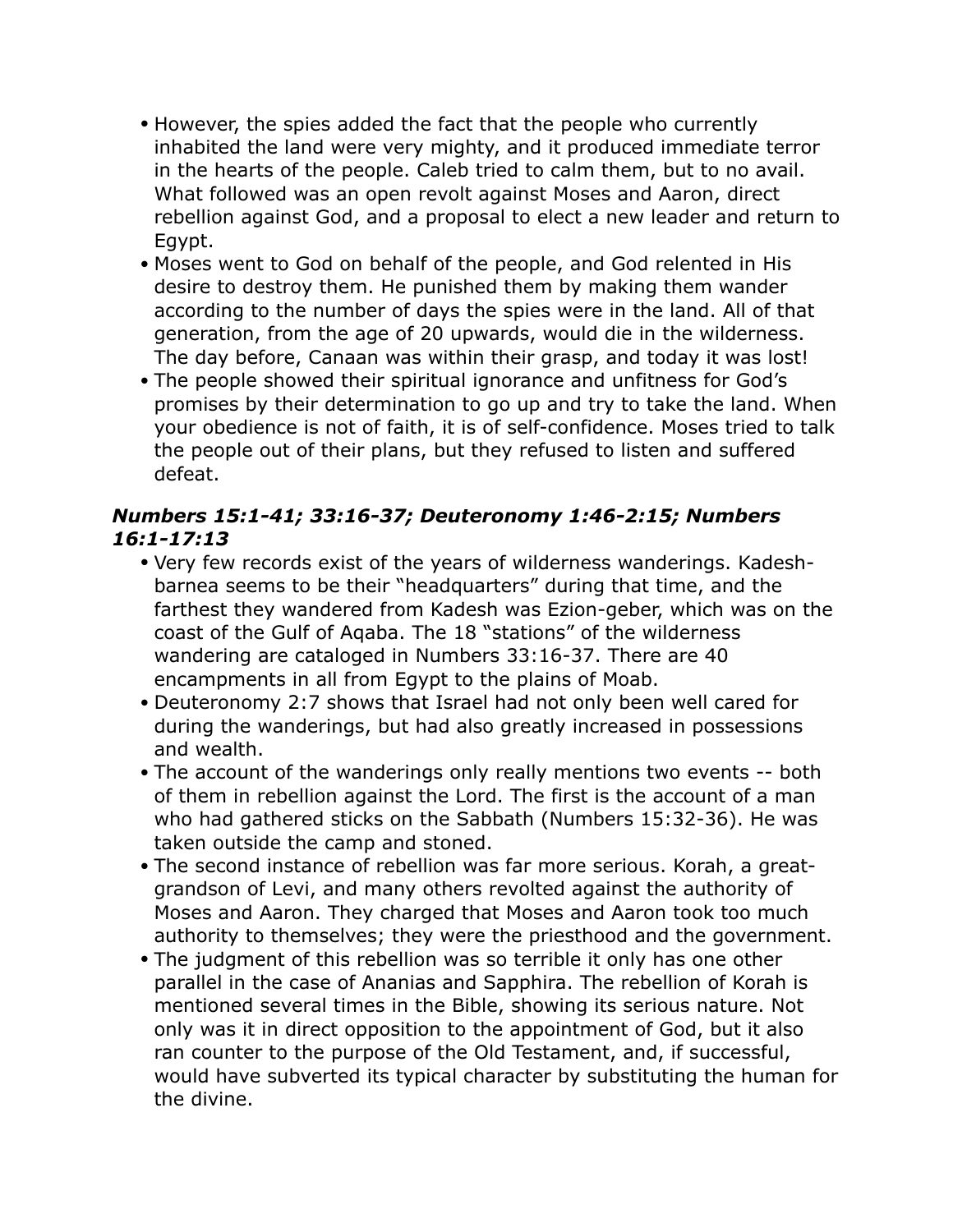- However, the spies added the fact that the people who currently inhabited the land were very mighty, and it produced immediate terror in the hearts of the people. Caleb tried to calm them, but to no avail. What followed was an open revolt against Moses and Aaron, direct rebellion against God, and a proposal to elect a new leader and return to Egypt.
- Moses went to God on behalf of the people, and God relented in His desire to destroy them. He punished them by making them wander according to the number of days the spies were in the land. All of that generation, from the age of 20 upwards, would die in the wilderness. The day before, Canaan was within their grasp, and today it was lost!
- The people showed their spiritual ignorance and unfitness for God's promises by their determination to go up and try to take the land. When your obedience is not of faith, it is of self-confidence. Moses tried to talk the people out of their plans, but they refused to listen and suffered defeat.

### *Numbers 15:1-41; 33:16-37; Deuteronomy 1:46-2:15; Numbers 16:1-17:13*

- Very few records exist of the years of wilderness wanderings. Kadesh-barnea seems to be their "headquarters" during that time, and the farthest they wandered from Kadesh was Ezion-geber, which was on the coast of the Gulf of Aqaba. The 18 "stations" of the wilderness wandering are cataloged in Numbers 33:16-37. There are 40 encampments in all from Egypt to the plains of Moab.
- Deuteronomy 2:7 shows that Israel had not only been well cared for during the wanderings, but had also greatly increased in possessions and wealth.
- The account of the wanderings only really mentions two events -- both of them in rebellion against the Lord. The first is the account of a man who had gathered sticks on the Sabbath (Numbers 15:32-36). He was taken outside the camp and stoned.
- The second instance of rebellion was far more serious. Korah, a great-grandson of Levi, and many others revolted against the authority of Moses and Aaron. They charged that Moses and Aaron took too much authority to themselves; they were the priesthood and the government.
- The judgment of this rebellion was so terrible it only has one other parallel in the case of Ananias and Sapphira. The rebellion of Korah is mentioned several times in the Bible, showing its serious nature. Not only was it in direct opposition to the appointment of God, but it also ran counter to the purpose of the Old Testament, and, if successful, would have subverted its typical character by substituting the human for the divine.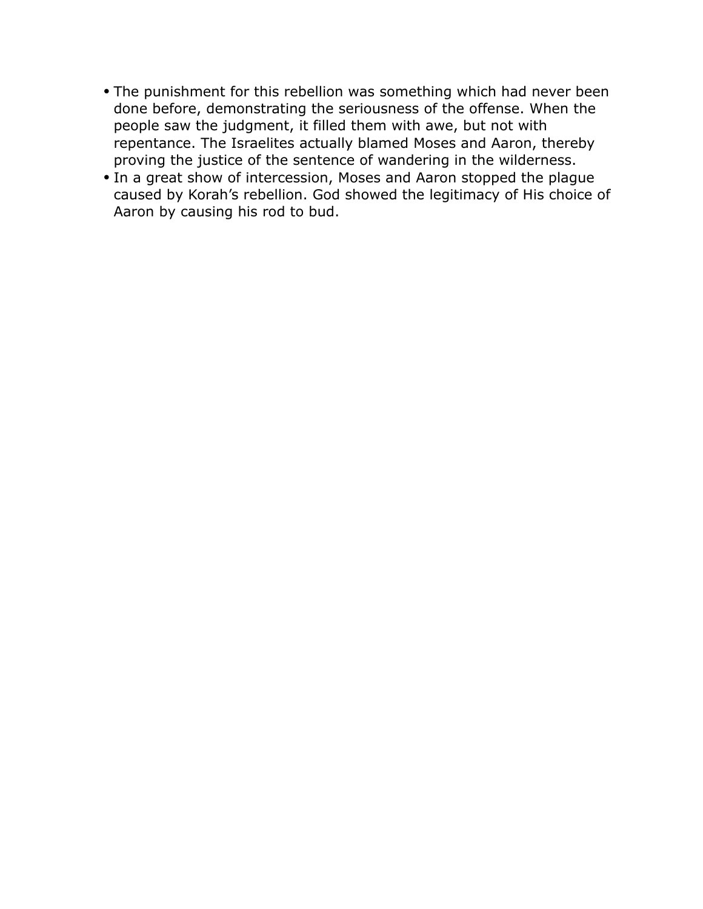- The punishment for this rebellion was something which had never been done before, demonstrating the seriousness of the offense. When the people saw the judgment, it filled them with awe, but not with repentance. The Israelites actually blamed Moses and Aaron, thereby proving the justice of the sentence of wandering in the wilderness.
- In a great show of intercession, Moses and Aaron stopped the plague caused by Korah's rebellion. God showed the legitimacy of His choice of Aaron by causing his rod to bud.